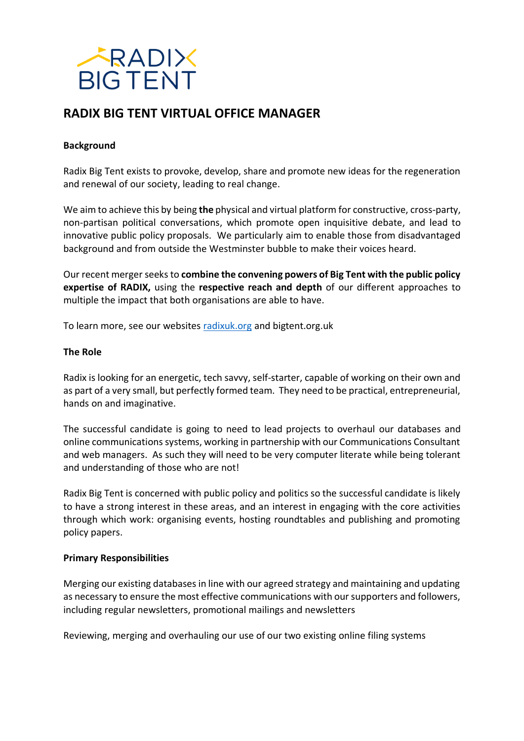# RADIX BIG TENT VIRTUAL OFFICE MANAGER

**Background**

Radix Big Tent exists to provoke, develop, share and promote new ideas for the regeneration and renewal of our society, leading to real change.

We aim to achieve this by being **the** physical and virtual platform for constructive, cross-party, non-partisan political conversations, which promote open inquisitive debate, and lead to innovative public policy proposals. We particularly aim to enable those from disadvantaged background and from outside the Westminster bubble to make their voices heard.

Our recent merger seeks to **combine the convening powers of Big Tent with the public policy expertise of RADIX,** using the **respective reach and depth** of our different approaches to multiple the impact that both organisations are able to have.

To learn more, see our websites [radixuk.org](radixuk.org) and bigtent.org.uk

**The Role**

Radix is looking for an energetic, tech savvy, self-starter, capable of working on their own and as part of a very small, but perfectly formed team. They need to be practical, entrepreneurial, hands on and imaginative.

The successful candidate is going to need to lead projects to overhaul our databases and online communications systems, working in partnership with our Communications Consultant and web managers. As such they will need to be very computer literate while being tolerant and understanding of those who are not!

Radix Big Tent is concerned with public policy and politics so the successful candidate is likely to have a strong interest in these areas, and an interest in engaging with the core activities through which work: organising events, hosting roundtables and publishing and promoting policy papers.

**Primary Responsibilities**

Merging our existing databases in line with our agreed strategy and maintaining and updating as necessary to ensure the most effective communications with our supporters and followers, including regular newsletters, promotional mailings and newsletters

Reviewing, merging and overhauling our use of our two existing online filing systems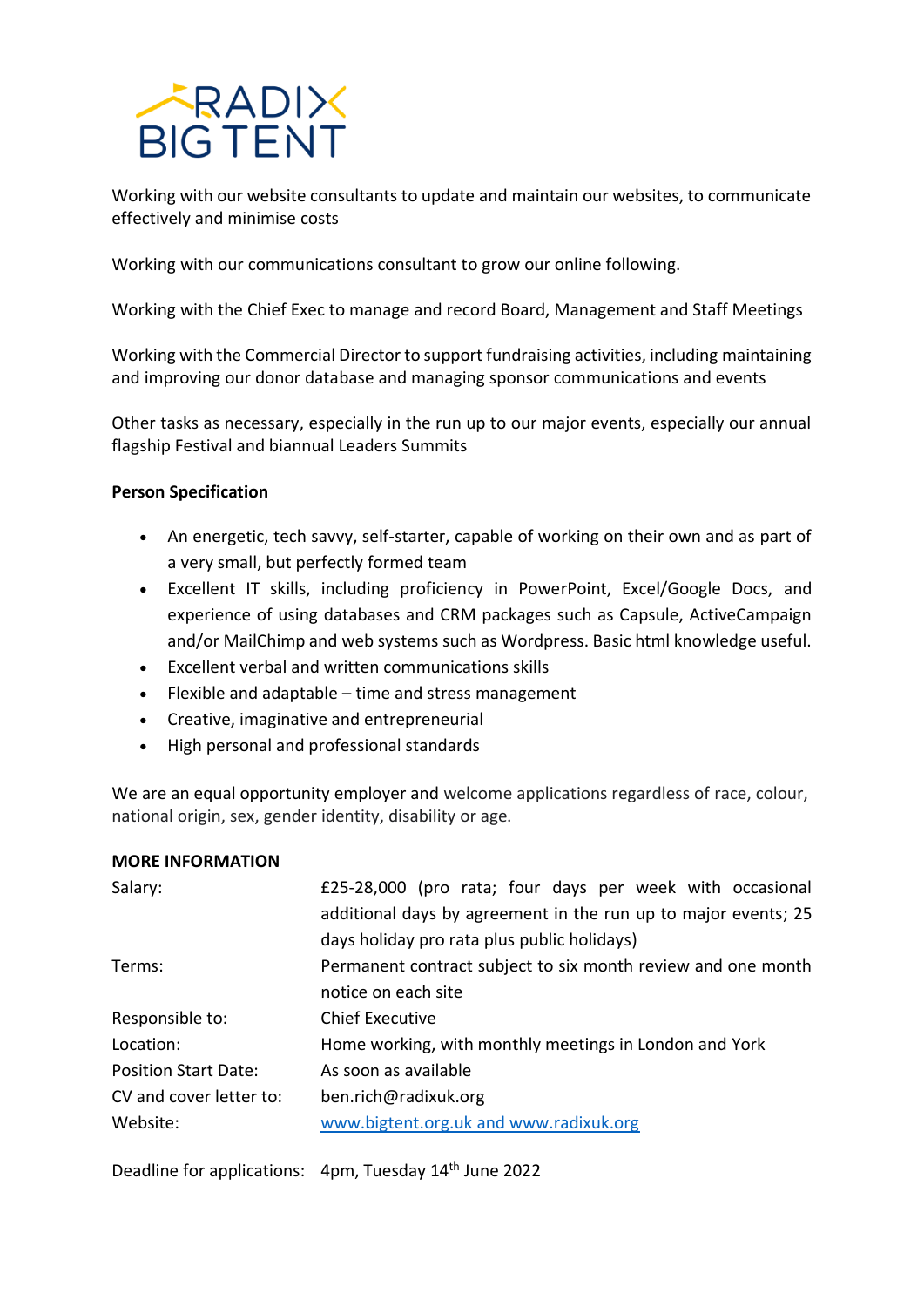RADIX BIG TENT

Working with our website consultants to update and maintain our websites, to communicate effectively and minimise costs

Working with our communications consultant to grow our online following.

Working with the Chief Exec to manage and record Board, Management and Staff Meetings

Working with the Commercial Director to support fundraising activities, including maintaining and improving our donor database and managing sponsor communications and events

Other tasks as necessary, especially in the run up to our major events, especially our annual flagship Festival and biannual Leaders Summits

**Person Specification**

- An energetic, tech savvy, self-starter, capable of working on their own and as part of a very small, but perfectly formed team
- Excellent IT skills, including proficiency in PowerPoint, Excel/Google Docs, and experience of using databases and CRM packages such as Capsule, ActiveCampaign and/or MailChimp and web systems such as Wordpress. Basic html knowledge useful.
- Excellent verbal and written communications skills
- Flexible and adaptable – time and stress management
- Creative, imaginative and entrepreneurial
- High personal and professional standards

We are an equal opportunity employer and welcome applications regardless of race, colour, national origin, sex, gender identity, disability or age.

**MORE INFORMATION**

| | |
|---|---|
| Salary: | £25-28,000 (pro rata; four days per week with occasional additional days by agreement in the run up to major events; 25 days holiday pro rata plus public holidays) |
| Terms: | Permanent contract subject to six month review and one month notice on each site |
| Responsible to: | Chief Executive |
| Location: | Home working, with monthly meetings in London and York |
| Position Start Date: | As soon as available |
| CV and cover letter to: | ben.rich@radixuk.org |
| Website: | www.bigtent.org.uk and www.radixuk.org |

Deadline for applications: 4pm, Tuesday 14th June 2022